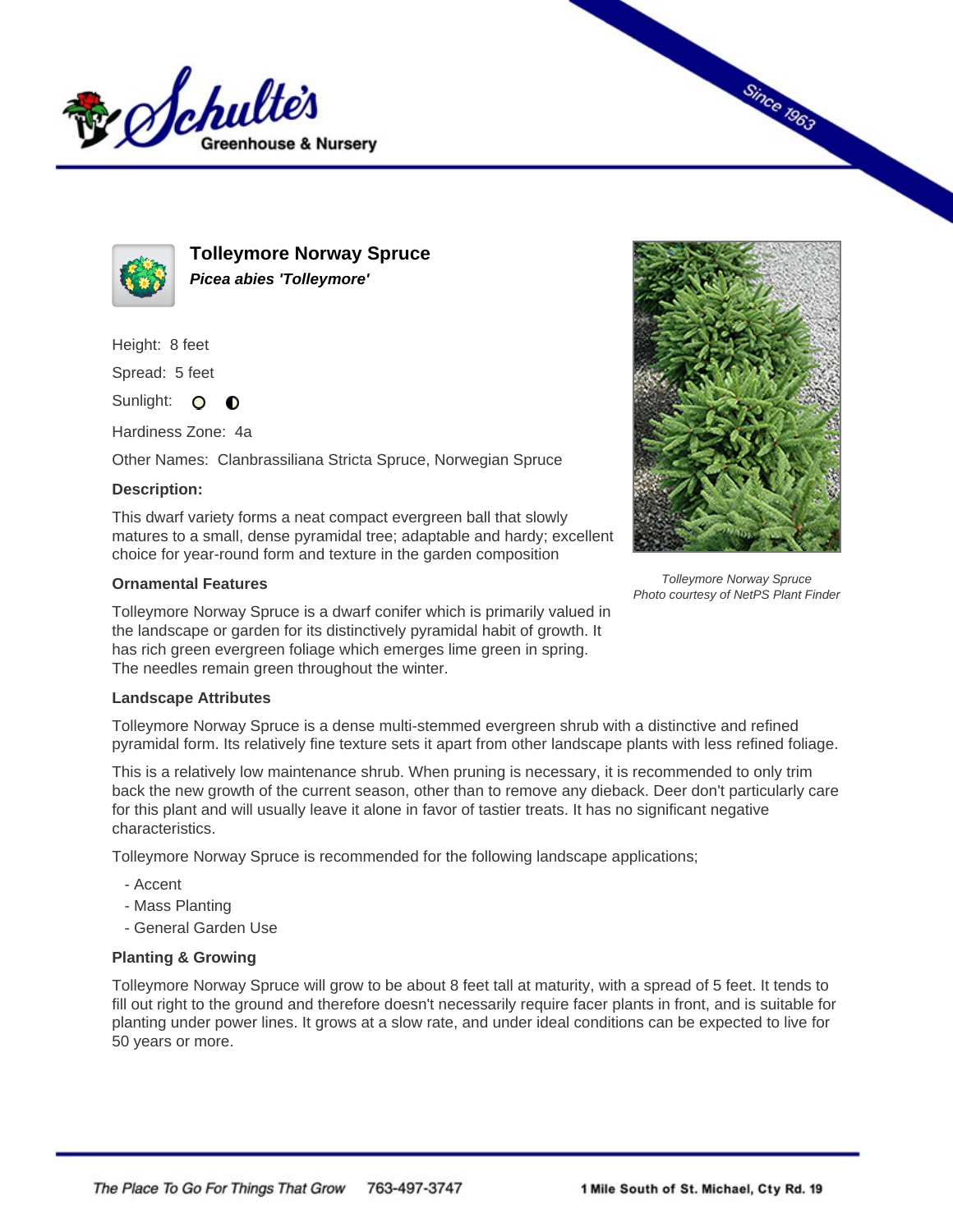# Tolleymore Norway Spruce

***Picea abies 'Tolleymore'***

Height: 8 feet

Spread: 5 feet

Sunlight:

Hardiness Zone: 4a

Other Names: Clanbrassiliana Stricta Spruce, Norwegian Spruce

**Description:**

This dwarf variety forms a neat compact evergreen ball that slowly matures to a small, dense pyramidal tree; adaptable and hardy; excellent choice for year-round form and texture in the garden composition

*Tolleymore Norway Spruce*
*Photo courtesy of NetPS Plant Finder*

### Ornamental Features

Tolleymore Norway Spruce is a dwarf conifer which is primarily valued in the landscape or garden for its distinctively pyramidal habit of growth. It has rich green evergreen foliage which emerges lime green in spring. The needles remain green throughout the winter.

### Landscape Attributes

Tolleymore Norway Spruce is a dense multi-stemmed evergreen shrub with a distinctive and refined pyramidal form. Its relatively fine texture sets it apart from other landscape plants with less refined foliage.

This is a relatively low maintenance shrub. When pruning is necessary, it is recommended to only trim back the new growth of the current season, other than to remove any dieback. Deer don't particularly care for this plant and will usually leave it alone in favor of tastier treats. It has no significant negative characteristics.

Tolleymore Norway Spruce is recommended for the following landscape applications;

- Accent
- Mass Planting
- General Garden Use

### Planting & Growing

Tolleymore Norway Spruce will grow to be about 8 feet tall at maturity, with a spread of 5 feet. It tends to fill out right to the ground and therefore doesn't necessarily require facer plants in front, and is suitable for planting under power lines. It grows at a slow rate, and under ideal conditions can be expected to live for 50 years or more.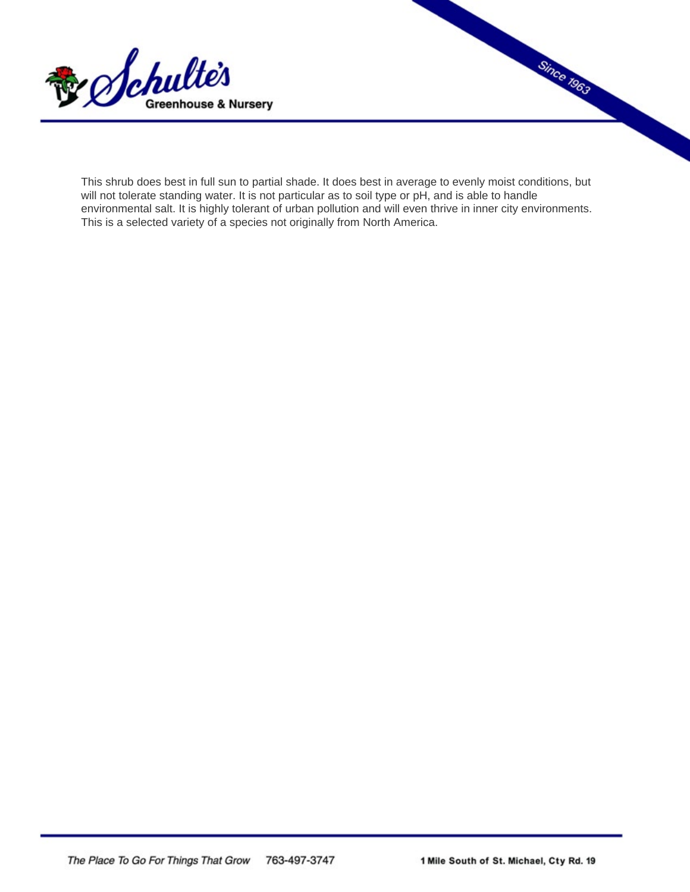This shrub does best in full sun to partial shade. It does best in average to evenly moist conditions, but will not tolerate standing water. It is not particular as to soil type or pH, and is able to handle environmental salt. It is highly tolerant of urban pollution and will even thrive in inner city environments. This is a selected variety of a species not originally from North America.